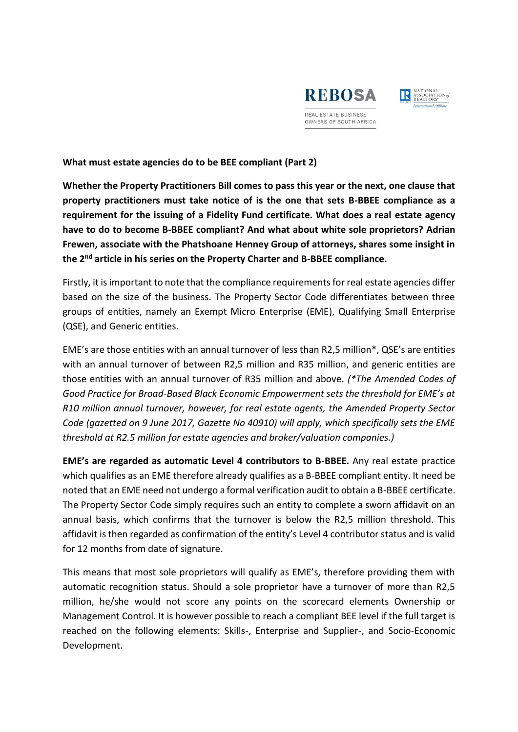**What must estate agencies do to be BEE compliant (Part 2)**

**Whether the Property Practitioners Bill comes to pass this year or the next, one clause that property practitioners must take notice of is the one that sets B-BBEE compliance as a requirement for the issuing of a Fidelity Fund certificate. What does a real estate agency have to do to become B-BBEE compliant? And what about white sole proprietors? Adrian Frewen, associate with the Phatshoane Henney Group of attorneys, shares some insight in the 2nd article in his series on the Property Charter and B-BBEE compliance.**

Firstly, it is important to note that the compliance requirements for real estate agencies differ based on the size of the business. The Property Sector Code differentiates between three groups of entities, namely an Exempt Micro Enterprise (EME), Qualifying Small Enterprise (QSE), and Generic entities.

EME's are those entities with an annual turnover of less than R2,5 million*, QSE's are entities with an annual turnover of between R2,5 million and R35 million, and generic entities are those entities with an annual turnover of R35 million and above. *(*The Amended Codes of Good Practice for Broad-Based Black Economic Empowerment sets the threshold for EME's at R10 million annual turnover, however, for real estate agents, the Amended Property Sector Code (gazetted on 9 June 2017, Gazette No 40910) will apply, which specifically sets the EME threshold at R2.5 million for estate agencies and broker/valuation companies.)*

**EME's are regarded as automatic Level 4 contributors to B-BBEE.** Any real estate practice which qualifies as an EME therefore already qualifies as a B-BBEE compliant entity. It need be noted that an EME need not undergo a formal verification audit to obtain a B-BBEE certificate. The Property Sector Code simply requires such an entity to complete a sworn affidavit on an annual basis, which confirms that the turnover is below the R2,5 million threshold. This affidavit is then regarded as confirmation of the entity's Level 4 contributor status and is valid for 12 months from date of signature.

This means that most sole proprietors will qualify as EME's, therefore providing them with automatic recognition status. Should a sole proprietor have a turnover of more than R2,5 million, he/she would not score any points on the scorecard elements Ownership or Management Control. It is however possible to reach a compliant BEE level if the full target is reached on the following elements: Skills-, Enterprise and Supplier-, and Socio-Economic Development.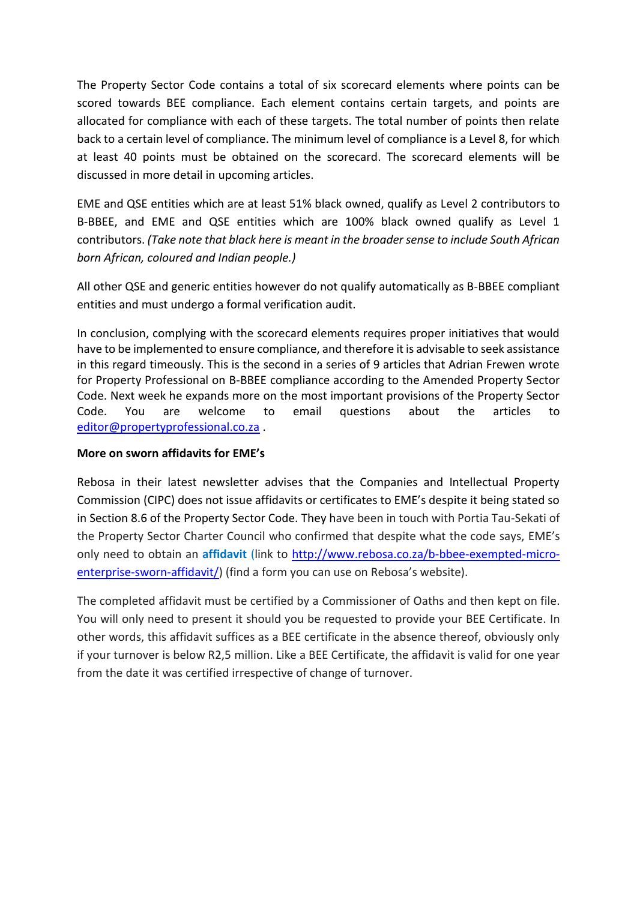The Property Sector Code contains a total of six scorecard elements where points can be scored towards BEE compliance. Each element contains certain targets, and points are allocated for compliance with each of these targets. The total number of points then relate back to a certain level of compliance. The minimum level of compliance is a Level 8, for which at least 40 points must be obtained on the scorecard. The scorecard elements will be discussed in more detail in upcoming articles.

EME and QSE entities which are at least 51% black owned, qualify as Level 2 contributors to B-BBEE, and EME and QSE entities which are 100% black owned qualify as Level 1 contributors. *(Take note that black here is meant in the broader sense to include South African born African, coloured and Indian people.)*

All other QSE and generic entities however do not qualify automatically as B-BBEE compliant entities and must undergo a formal verification audit.

In conclusion, complying with the scorecard elements requires proper initiatives that would have to be implemented to ensure compliance, and therefore it is advisable to seek assistance in this regard timeously. This is the second in a series of 9 articles that Adrian Frewen wrote for Property Professional on B-BBEE compliance according to the Amended Property Sector Code. Next week he expands more on the most important provisions of the Property Sector Code. You are welcome to email questions about the articles to [editor@propertyprofessional.co.za](mailto:editor@propertyprofessional.co.za) .

**More on sworn affidavits for EME's**

Rebosa in their latest newsletter advises that the Companies and Intellectual Property Commission (CIPC) does not issue affidavits or certificates to EME's despite it being stated so in Section 8.6 of the Property Sector Code. They have been in touch with Portia Tau-Sekati of the Property Sector Charter Council who confirmed that despite what the code says, EME's only need to obtain an **affidavit** (link to [http://www.rebosa.co.za/b-bbee-exempted-micro-enterprise-sworn-affidavit/](http://www.rebosa.co.za/b-bbee-exempted-micro-enterprise-sworn-affidavit/)) (find a form you can use on Rebosa's website).

The completed affidavit must be certified by a Commissioner of Oaths and then kept on file. You will only need to present it should you be requested to provide your BEE Certificate. In other words, this affidavit suffices as a BEE certificate in the absence thereof, obviously only if your turnover is below R2,5 million. Like a BEE Certificate, the affidavit is valid for one year from the date it was certified irrespective of change of turnover.